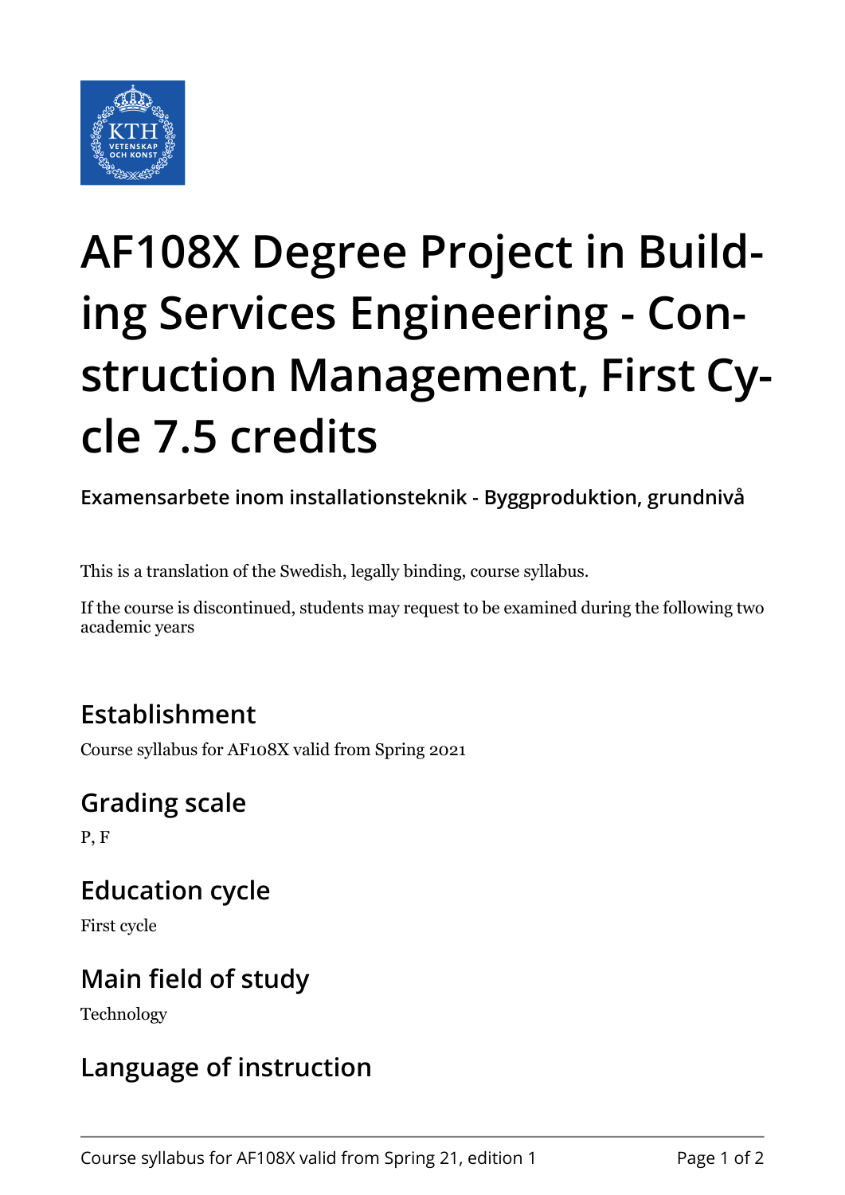# AF108X Degree Project in Building Services Engineering - Construction Management, First Cycle 7.5 credits

**Examensarbete inom installationsteknik - Byggproduktion, grundnivå**

This is a translation of the Swedish, legally binding, course syllabus.

If the course is discontinued, students may request to be examined during the following two academic years

## Establishment

Course syllabus for AF108X valid from Spring 2021

## Grading scale

P, F

## Education cycle

First cycle

## Main field of study

Technology

## Language of instruction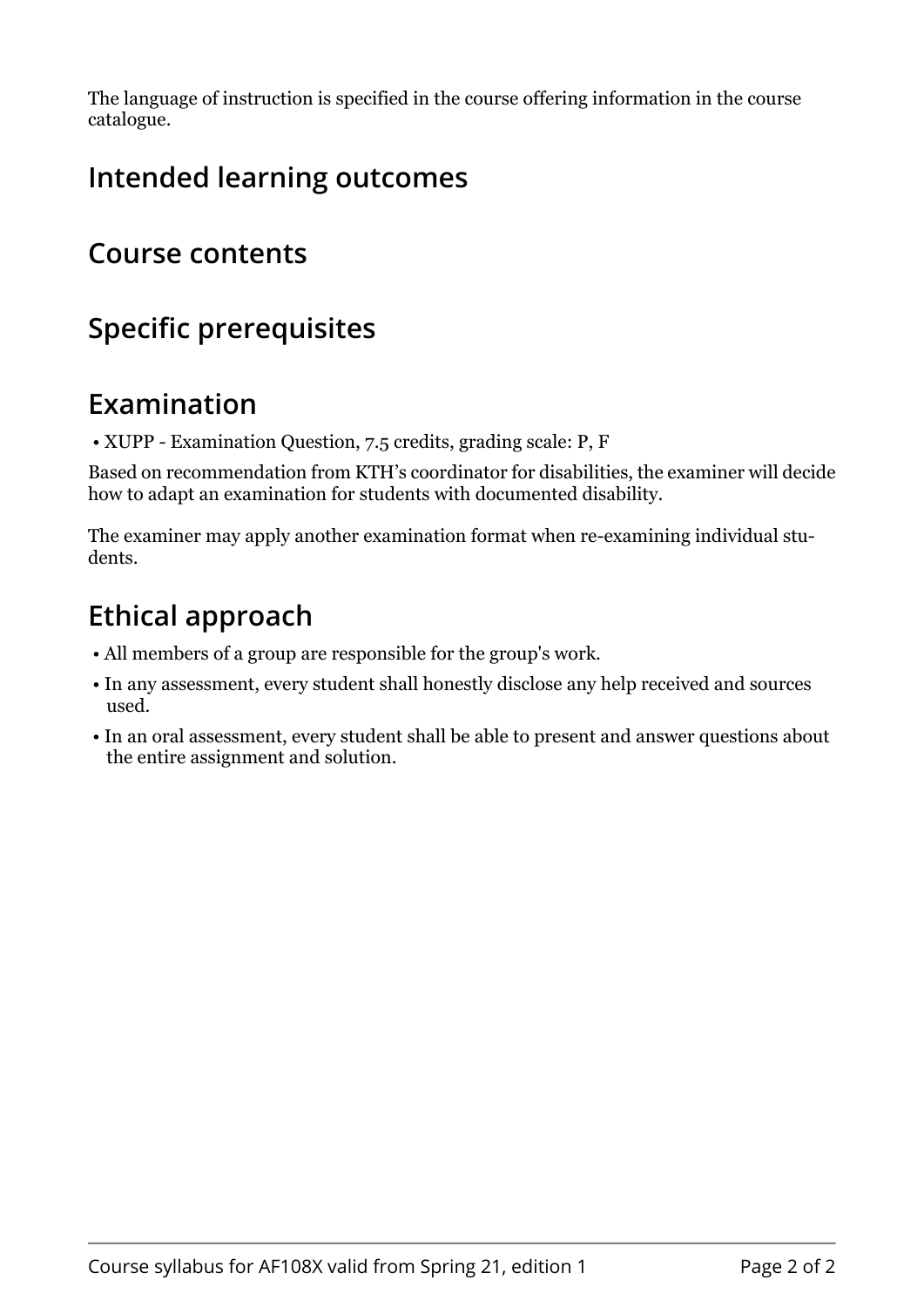The language of instruction is specified in the course offering information in the course catalogue.

## Intended learning outcomes

## Course contents

## Specific prerequisites

## Examination

- XUPP - Examination Question, 7.5 credits, grading scale: P, F

Based on recommendation from KTH's coordinator for disabilities, the examiner will decide how to adapt an examination for students with documented disability.

The examiner may apply another examination format when re-examining individual students.

## Ethical approach

- All members of a group are responsible for the group's work.
- In any assessment, every student shall honestly disclose any help received and sources used.
- In an oral assessment, every student shall be able to present and answer questions about the entire assignment and solution.